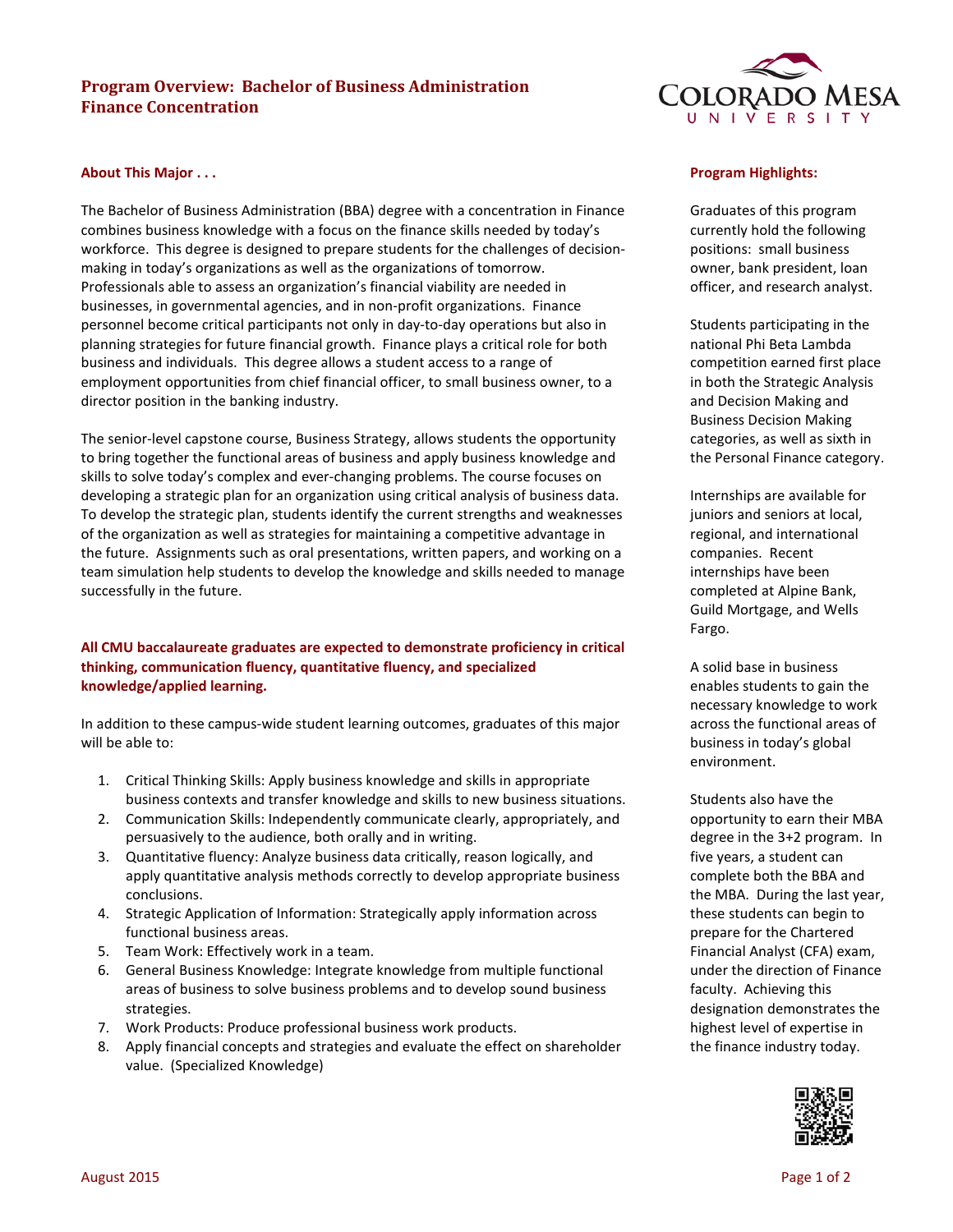# Program Overview: Bachelor of Business Administration
# Finance Concentration

## About This Major . . .

The Bachelor of Business Administration (BBA) degree with a concentration in Finance combines business knowledge with a focus on the finance skills needed by today's workforce. This degree is designed to prepare students for the challenges of decision-making in today's organizations as well as the organizations of tomorrow. Professionals able to assess an organization's financial viability are needed in businesses, in governmental agencies, and in non-profit organizations. Finance personnel become critical participants not only in day-to-day operations but also in planning strategies for future financial growth. Finance plays a critical role for both business and individuals. This degree allows a student access to a range of employment opportunities from chief financial officer, to small business owner, to a director position in the banking industry.

The senior-level capstone course, Business Strategy, allows students the opportunity to bring together the functional areas of business and apply business knowledge and skills to solve today's complex and ever-changing problems. The course focuses on developing a strategic plan for an organization using critical analysis of business data. To develop the strategic plan, students identify the current strengths and weaknesses of the organization as well as strategies for maintaining a competitive advantage in the future. Assignments such as oral presentations, written papers, and working on a team simulation help students to develop the knowledge and skills needed to manage successfully in the future.

**All CMU baccalaureate graduates are expected to demonstrate proficiency in critical thinking, communication fluency, quantitative fluency, and specialized knowledge/applied learning.**

In addition to these campus-wide student learning outcomes, graduates of this major will be able to:

1. Critical Thinking Skills: Apply business knowledge and skills in appropriate business contexts and transfer knowledge and skills to new business situations.
2. Communication Skills: Independently communicate clearly, appropriately, and persuasively to the audience, both orally and in writing.
3. Quantitative fluency: Analyze business data critically, reason logically, and apply quantitative analysis methods correctly to develop appropriate business conclusions.
4. Strategic Application of Information: Strategically apply information across functional business areas.
5. Team Work: Effectively work in a team.
6. General Business Knowledge: Integrate knowledge from multiple functional areas of business to solve business problems and to develop sound business strategies.
7. Work Products: Produce professional business work products.
8. Apply financial concepts and strategies and evaluate the effect on shareholder value. (Specialized Knowledge)

## Program Highlights:

Graduates of this program currently hold the following positions: small business owner, bank president, loan officer, and research analyst.

Students participating in the national Phi Beta Lambda competition earned first place in both the Strategic Analysis and Decision Making and Business Decision Making categories, as well as sixth in the Personal Finance category.

Internships are available for juniors and seniors at local, regional, and international companies. Recent internships have been completed at Alpine Bank, Guild Mortgage, and Wells Fargo.

A solid base in business enables students to gain the necessary knowledge to work across the functional areas of business in today's global environment.

Students also have the opportunity to earn their MBA degree in the 3+2 program. In five years, a student can complete both the BBA and the MBA. During the last year, these students can begin to prepare for the Chartered Financial Analyst (CFA) exam, under the direction of Finance faculty. Achieving this designation demonstrates the highest level of expertise in the finance industry today.

August 2015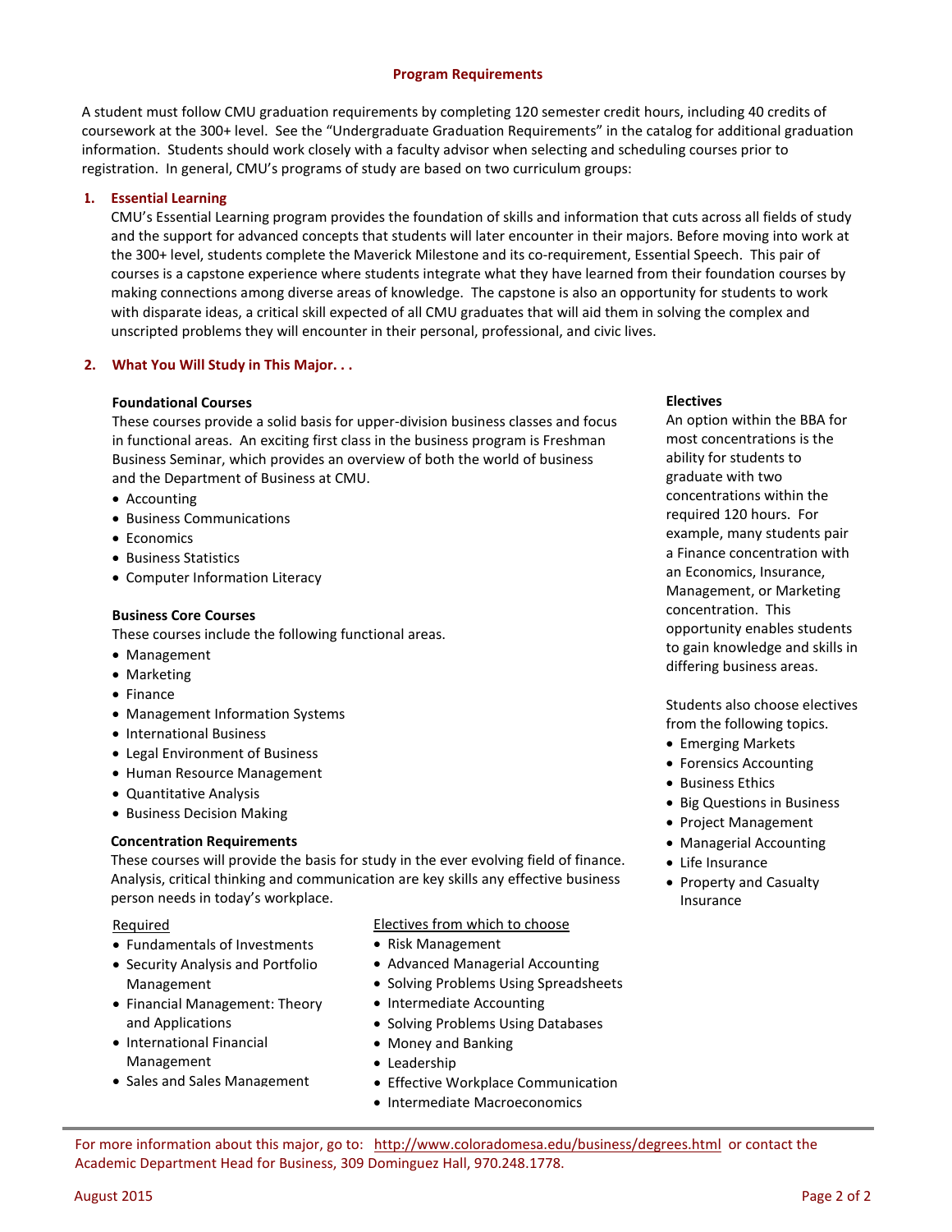## Program Requirements

A student must follow CMU graduation requirements by completing 120 semester credit hours, including 40 credits of coursework at the 300+ level. See the "Undergraduate Graduation Requirements" in the catalog for additional graduation information. Students should work closely with a faculty advisor when selecting and scheduling courses prior to registration. In general, CMU's programs of study are based on two curriculum groups:

### 1. Essential Learning

CMU's Essential Learning program provides the foundation of skills and information that cuts across all fields of study and the support for advanced concepts that students will later encounter in their majors. Before moving into work at the 300+ level, students complete the Maverick Milestone and its co-requirement, Essential Speech. This pair of courses is a capstone experience where students integrate what they have learned from their foundation courses by making connections among diverse areas of knowledge. The capstone is also an opportunity for students to work with disparate ideas, a critical skill expected of all CMU graduates that will aid them in solving the complex and unscripted problems they will encounter in their personal, professional, and civic lives.

### 2. What You Will Study in This Major. . .

**Foundational Courses**

These courses provide a solid basis for upper-division business classes and focus in functional areas. An exciting first class in the business program is Freshman Business Seminar, which provides an overview of both the world of business and the Department of Business at CMU.

- Accounting
- Business Communications
- Economics
- Business Statistics
- Computer Information Literacy

**Business Core Courses**

These courses include the following functional areas.

- Management
- Marketing
- Finance
- Management Information Systems
- International Business
- Legal Environment of Business
- Human Resource Management
- Quantitative Analysis
- Business Decision Making

**Concentration Requirements**

These courses will provide the basis for study in the ever evolving field of finance. Analysis, critical thinking and communication are key skills any effective business person needs in today's workplace.

Required

- Fundamentals of Investments
- Security Analysis and Portfolio Management
- Financial Management: Theory and Applications
- International Financial Management
- Sales and Sales Management

Electives from which to choose

- Risk Management
- Advanced Managerial Accounting
- Solving Problems Using Spreadsheets
- Intermediate Accounting
- Solving Problems Using Databases
- Money and Banking
- Leadership
- Effective Workplace Communication
- Intermediate Macroeconomics

**Electives**

An option within the BBA for most concentrations is the ability for students to graduate with two concentrations within the required 120 hours. For example, many students pair a Finance concentration with an Economics, Insurance, Management, or Marketing concentration. This opportunity enables students to gain knowledge and skills in differing business areas.

Students also choose electives from the following topics.

- Emerging Markets
- Forensics Accounting
- Business Ethics
- Big Questions in Business
- Project Management
- Managerial Accounting
- Life Insurance
- Property and Casualty Insurance

For more information about this major, go to: http://www.coloradomesa.edu/business/degrees.html or contact the Academic Department Head for Business, 309 Dominguez Hall, 970.248.1778.

August 2015